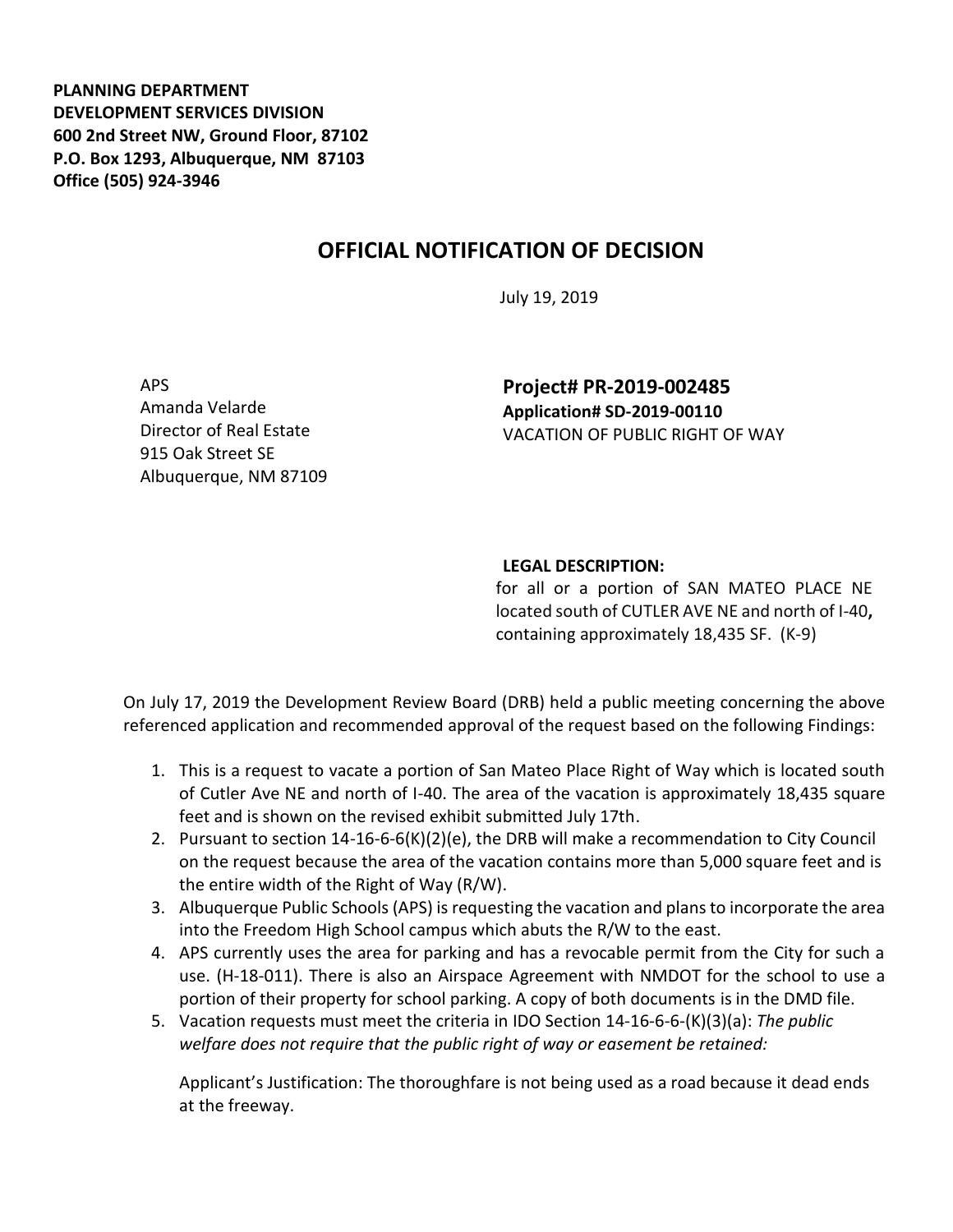**PLANNING DEPARTMENT**
**DEVELOPMENT SERVICES DIVISION**
**600 2nd Street NW, Ground Floor, 87102**
**P.O. Box 1293, Albuquerque, NM 87103**
**Office (505) 924-3946**

# OFFICIAL NOTIFICATION OF DECISION

July 19, 2019

APS
Amanda Velarde
Director of Real Estate
915 Oak Street SE
Albuquerque, NM 87109

**Project# PR-2019-002485**
**Application# SD-2019-00110**
VACATION OF PUBLIC RIGHT OF WAY

**LEGAL DESCRIPTION:**
for all or a portion of SAN MATEO PLACE NE located south of CUTLER AVE NE and north of I-40**,** containing approximately 18,435 SF. (K-9)

On July 17, 2019 the Development Review Board (DRB) held a public meeting concerning the above referenced application and recommended approval of the request based on the following Findings:

1. This is a request to vacate a portion of San Mateo Place Right of Way which is located south of Cutler Ave NE and north of I-40. The area of the vacation is approximately 18,435 square feet and is shown on the revised exhibit submitted July 17th.
2. Pursuant to section 14-16-6-6(K)(2)(e), the DRB will make a recommendation to City Council on the request because the area of the vacation contains more than 5,000 square feet and is the entire width of the Right of Way (R/W).
3. Albuquerque Public Schools (APS) is requesting the vacation and plans to incorporate the area into the Freedom High School campus which abuts the R/W to the east.
4. APS currently uses the area for parking and has a revocable permit from the City for such a use. (H-18-011). There is also an Airspace Agreement with NMDOT for the school to use a portion of their property for school parking. A copy of both documents is in the DMD file.
5. Vacation requests must meet the criteria in IDO Section 14-16-6-6-(K)(3)(a): *The public welfare does not require that the public right of way or easement be retained:*

   Applicant's Justification: The thoroughfare is not being used as a road because it dead ends at the freeway.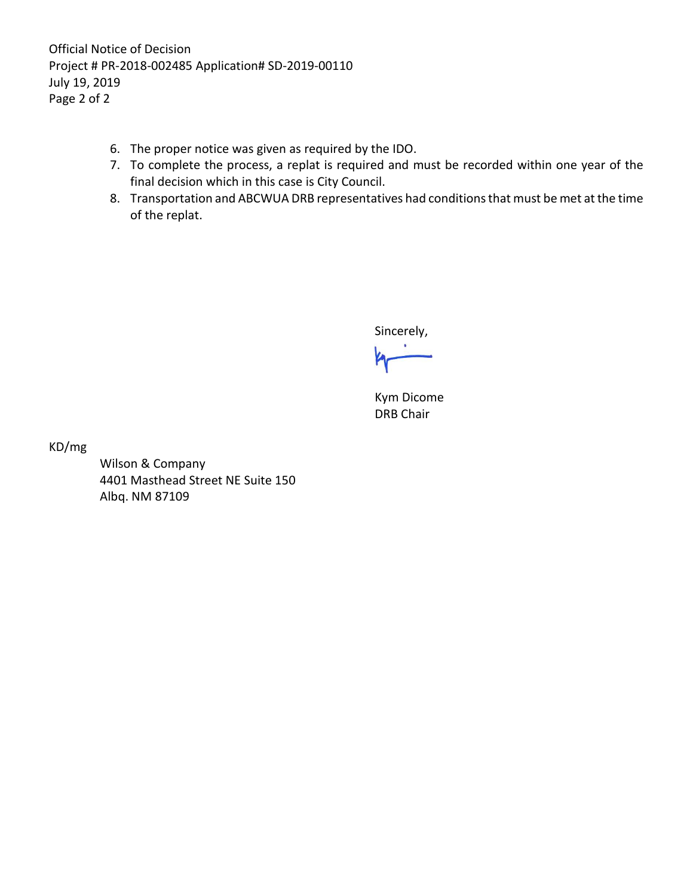6. The proper notice was given as required by the IDO.
7. To complete the process, a replat is required and must be recorded within one year of the final decision which in this case is City Council.
8. Transportation and ABCWUA DRB representatives had conditions that must be met at the time of the replat.

Sincerely,

Kym Dicome
DRB Chair

KD/mg

Wilson & Company
4401 Masthead Street NE Suite 150
Albq. NM 87109